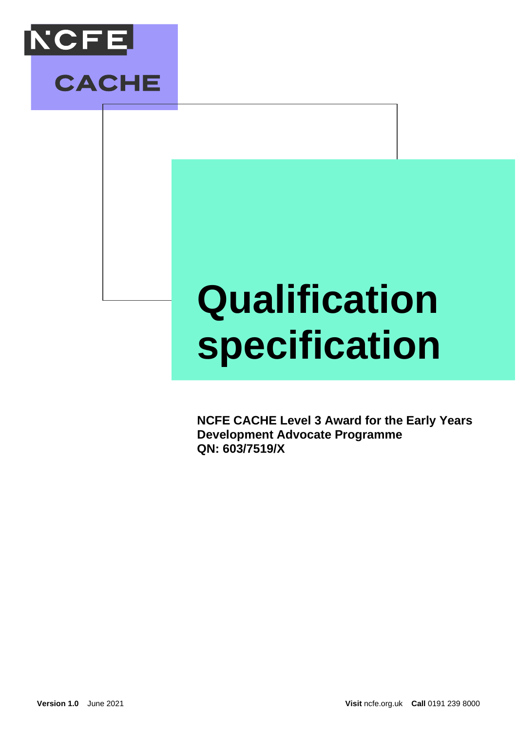NCFE CACHE

# Qualification specification

**NCFE CACHE Level 3 Award for the Early Years Development Advocate Programme**
**QN: 603/7519/X**

**Version 1.0** June 2021

**Visit** ncfe.org.uk **Call** 0191 239 8000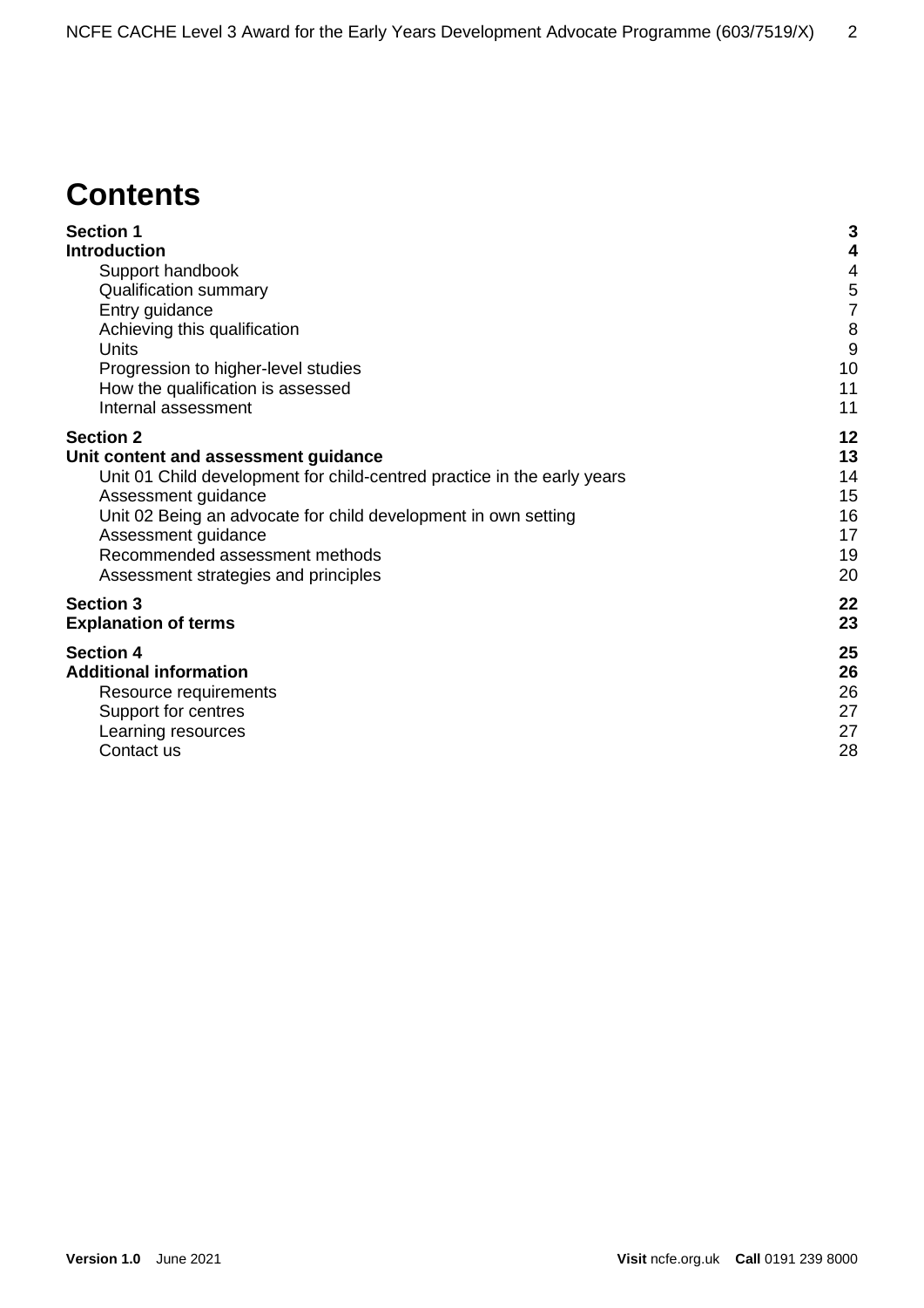# Contents

| | |
|---|---|
| **Section 1** | **3** |
| **Introduction** | **4** |
| Support handbook | 4 |
| Qualification summary | 5 |
| Entry guidance | 7 |
| Achieving this qualification | 8 |
| Units | 9 |
| Progression to higher-level studies | 10 |
| How the qualification is assessed | 11 |
| Internal assessment | 11 |
| **Section 2** | **12** |
| **Unit content and assessment guidance** | **13** |
| Unit 01 Child development for child-centred practice in the early years | 14 |
| Assessment guidance | 15 |
| Unit 02 Being an advocate for child development in own setting | 16 |
| Assessment guidance | 17 |
| Recommended assessment methods | 19 |
| Assessment strategies and principles | 20 |
| **Section 3** | **22** |
| **Explanation of terms** | **23** |
| **Section 4** | **25** |
| **Additional information** | **26** |
| Resource requirements | 26 |
| Support for centres | 27 |
| Learning resources | 27 |
| Contact us | 28 |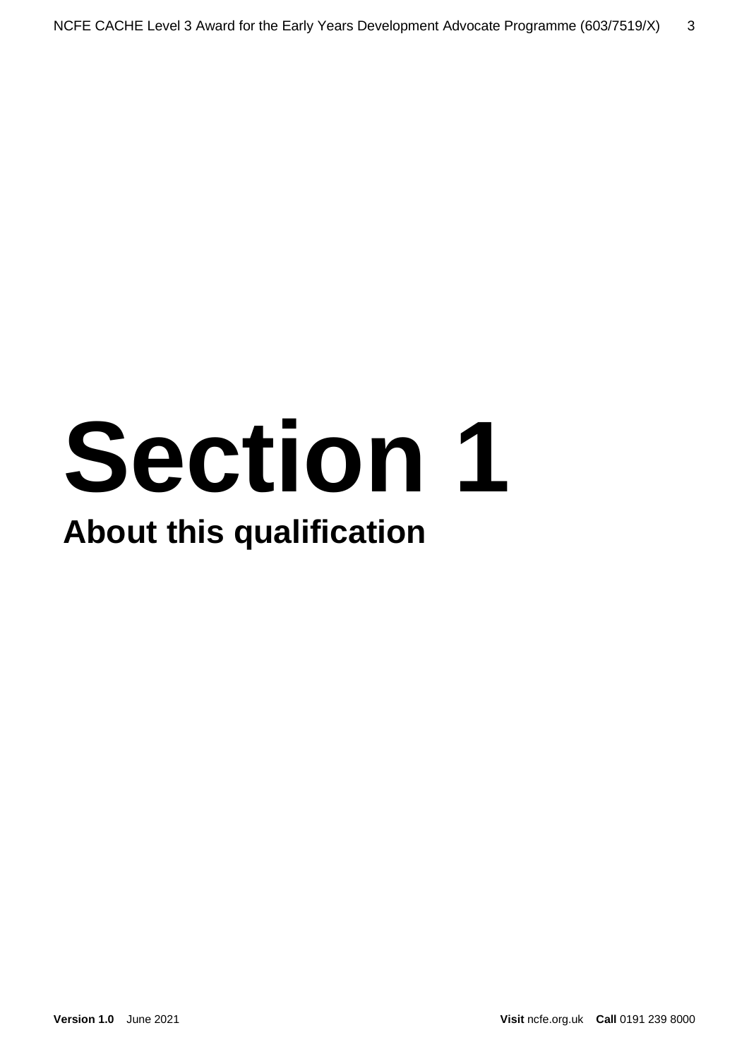# Section 1

## About this qualification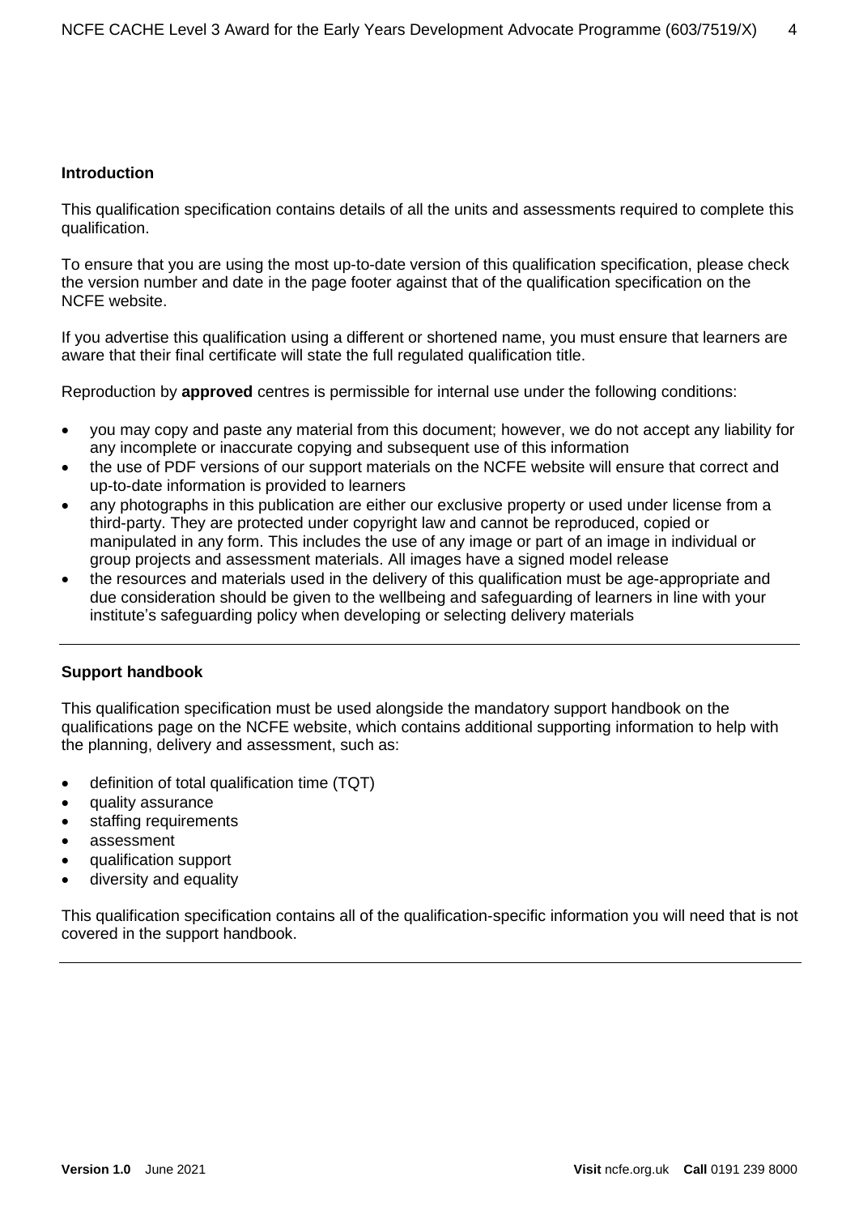## Introduction

This qualification specification contains details of all the units and assessments required to complete this qualification.

To ensure that you are using the most up-to-date version of this qualification specification, please check the version number and date in the page footer against that of the qualification specification on the NCFE website.

If you advertise this qualification using a different or shortened name, you must ensure that learners are aware that their final certificate will state the full regulated qualification title.

Reproduction by **approved** centres is permissible for internal use under the following conditions:

- you may copy and paste any material from this document; however, we do not accept any liability for any incomplete or inaccurate copying and subsequent use of this information
- the use of PDF versions of our support materials on the NCFE website will ensure that correct and up-to-date information is provided to learners
- any photographs in this publication are either our exclusive property or used under license from a third-party. They are protected under copyright law and cannot be reproduced, copied or manipulated in any form. This includes the use of any image or part of an image in individual or group projects and assessment materials. All images have a signed model release
- the resources and materials used in the delivery of this qualification must be age-appropriate and due consideration should be given to the wellbeing and safeguarding of learners in line with your institute's safeguarding policy when developing or selecting delivery materials

## Support handbook

This qualification specification must be used alongside the mandatory support handbook on the qualifications page on the NCFE website, which contains additional supporting information to help with the planning, delivery and assessment, such as:

- definition of total qualification time (TQT)
- quality assurance
- staffing requirements
- assessment
- qualification support
- diversity and equality

This qualification specification contains all of the qualification-specific information you will need that is not covered in the support handbook.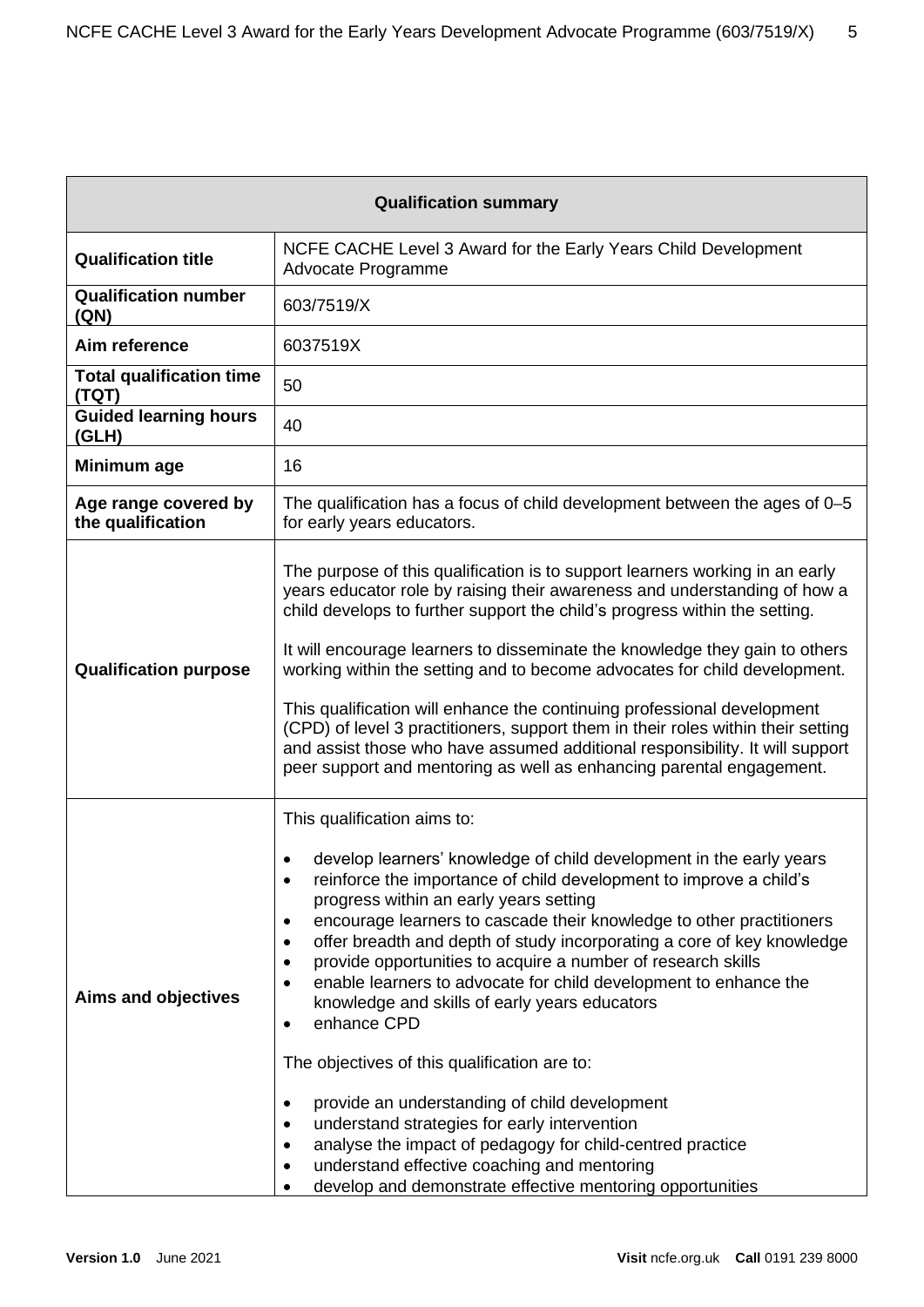| Qualification summary | |
|---|---|
| **Qualification title** | NCFE CACHE Level 3 Award for the Early Years Child Development Advocate Programme |
| **Qualification number (QN)** | 603/7519/X |
| **Aim reference** | 6037519X |
| **Total qualification time (TQT)** | 50 |
| **Guided learning hours (GLH)** | 40 |
| **Minimum age** | 16 |
| **Age range covered by the qualification** | The qualification has a focus of child development between the ages of 0–5 for early years educators. |
| **Qualification purpose** | The purpose of this qualification is to support learners working in an early years educator role by raising their awareness and understanding of how a child develops to further support the child's progress within the setting.<br><br>It will encourage learners to disseminate the knowledge they gain to others working within the setting and to become advocates for child development.<br><br>This qualification will enhance the continuing professional development (CPD) of level 3 practitioners, support them in their roles within their setting and assist those who have assumed additional responsibility. It will support peer support and mentoring as well as enhancing parental engagement. |
| **Aims and objectives** | This qualification aims to:<br><br>• develop learners' knowledge of child development in the early years<br>• reinforce the importance of child development to improve a child's progress within an early years setting<br>• encourage learners to cascade their knowledge to other practitioners<br>• offer breadth and depth of study incorporating a core of key knowledge<br>• provide opportunities to acquire a number of research skills<br>• enable learners to advocate for child development to enhance the knowledge and skills of early years educators<br>• enhance CPD<br><br>The objectives of this qualification are to:<br><br>• provide an understanding of child development<br>• understand strategies for early intervention<br>• analyse the impact of pedagogy for child-centred practice<br>• understand effective coaching and mentoring<br>• develop and demonstrate effective mentoring opportunities |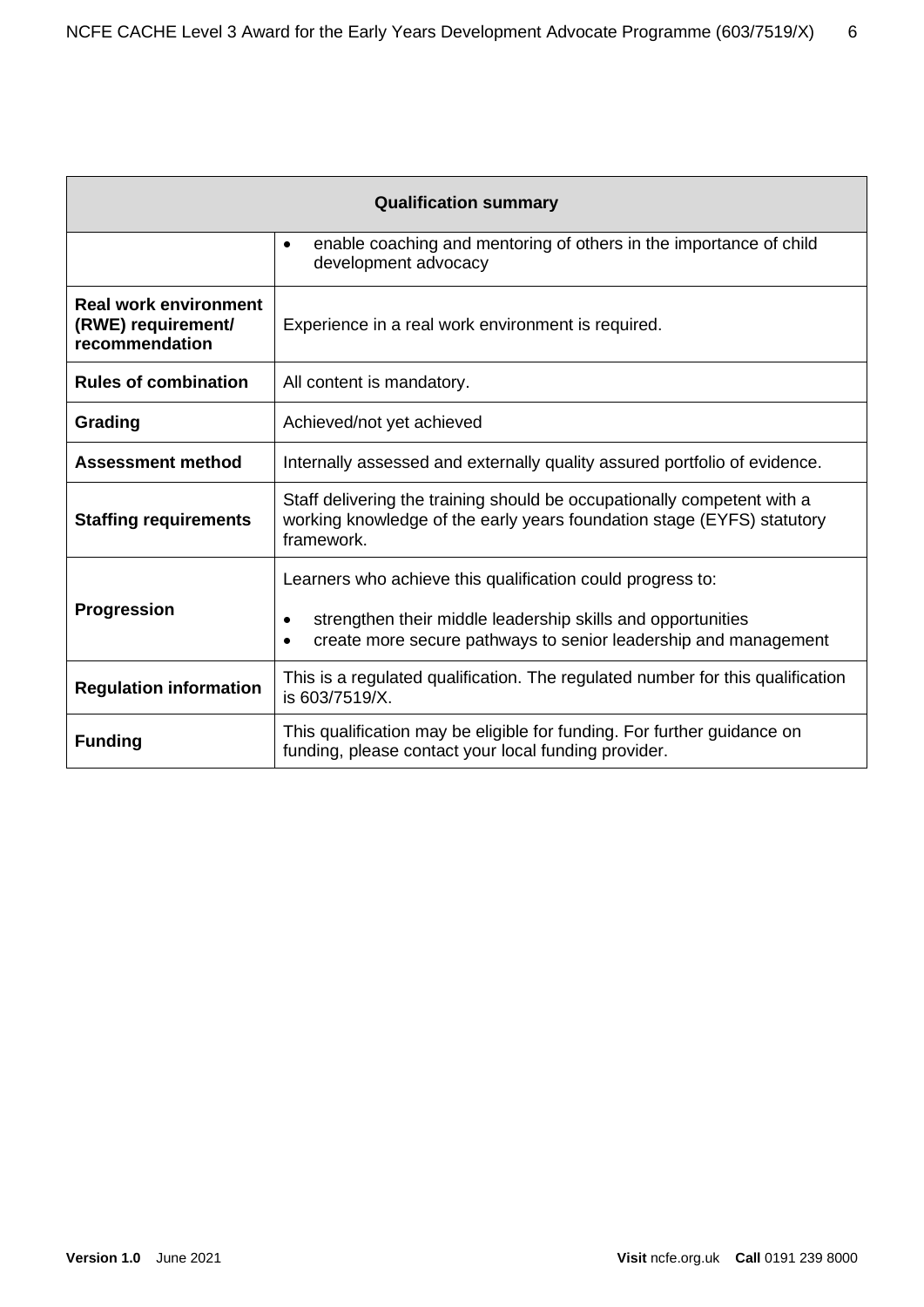| Qualification summary | |
|---|---|
| | • enable coaching and mentoring of others in the importance of child development advocacy |
| **Real work environment (RWE) requirement/ recommendation** | Experience in a real work environment is required. |
| **Rules of combination** | All content is mandatory. |
| **Grading** | Achieved/not yet achieved |
| **Assessment method** | Internally assessed and externally quality assured portfolio of evidence. |
| **Staffing requirements** | Staff delivering the training should be occupationally competent with a working knowledge of the early years foundation stage (EYFS) statutory framework. |
| **Progression** | Learners who achieve this qualification could progress to:<br><br>• strengthen their middle leadership skills and opportunities<br>• create more secure pathways to senior leadership and management |
| **Regulation information** | This is a regulated qualification. The regulated number for this qualification is 603/7519/X. |
| **Funding** | This qualification may be eligible for funding. For further guidance on funding, please contact your local funding provider. |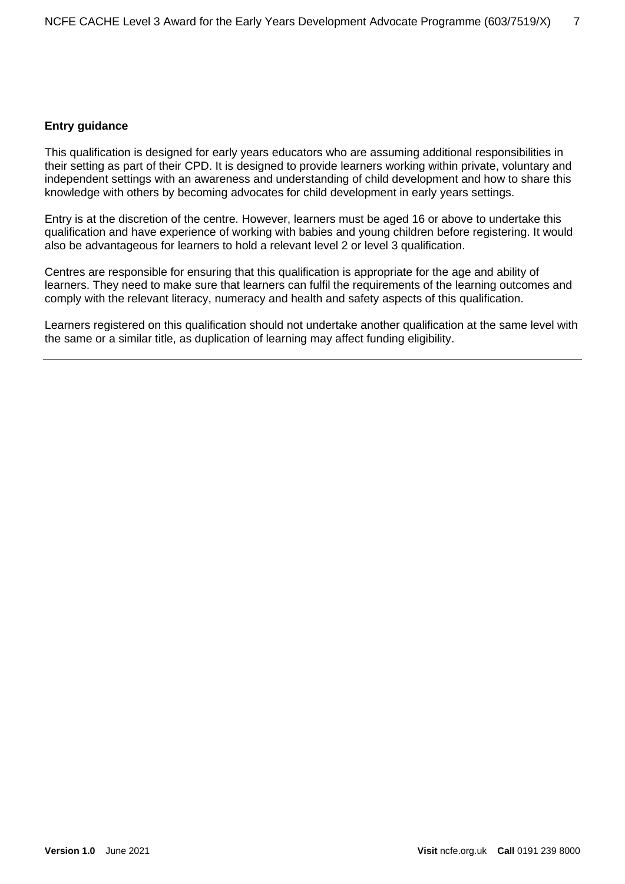### Entry guidance

This qualification is designed for early years educators who are assuming additional responsibilities in their setting as part of their CPD. It is designed to provide learners working within private, voluntary and independent settings with an awareness and understanding of child development and how to share this knowledge with others by becoming advocates for child development in early years settings.

Entry is at the discretion of the centre. However, learners must be aged 16 or above to undertake this qualification and have experience of working with babies and young children before registering. It would also be advantageous for learners to hold a relevant level 2 or level 3 qualification.

Centres are responsible for ensuring that this qualification is appropriate for the age and ability of learners. They need to make sure that learners can fulfil the requirements of the learning outcomes and comply with the relevant literacy, numeracy and health and safety aspects of this qualification.

Learners registered on this qualification should not undertake another qualification at the same level with the same or a similar title, as duplication of learning may affect funding eligibility.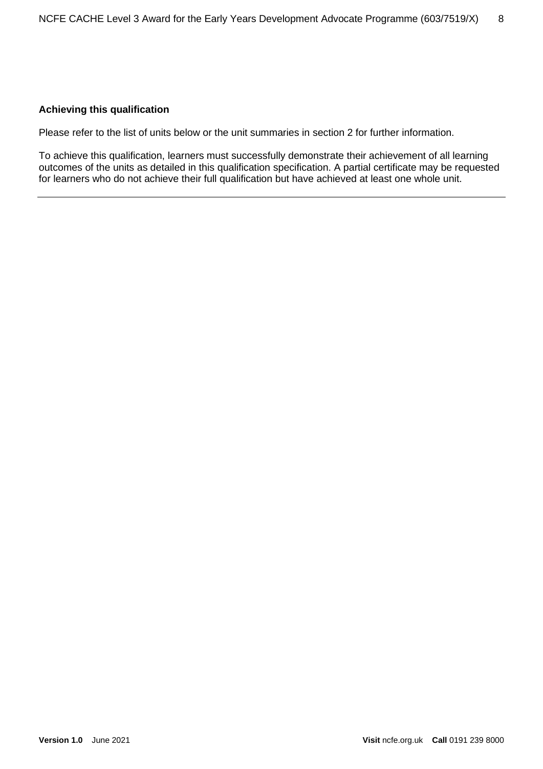**Achieving this qualification**

Please refer to the list of units below or the unit summaries in section 2 for further information.

To achieve this qualification, learners must successfully demonstrate their achievement of all learning outcomes of the units as detailed in this qualification specification. A partial certificate may be requested for learners who do not achieve their full qualification but have achieved at least one whole unit.

---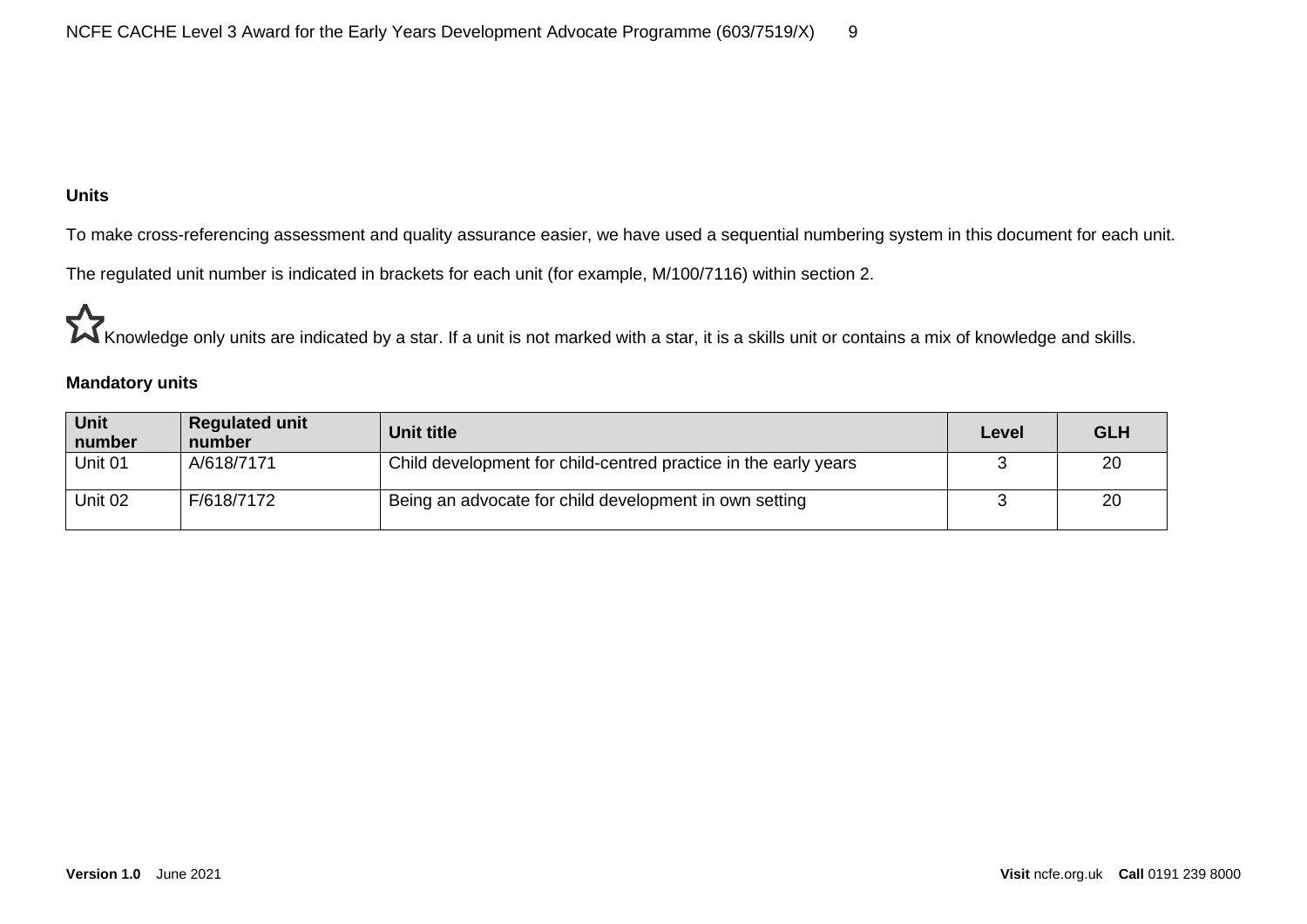**Units**

To make cross-referencing assessment and quality assurance easier, we have used a sequential numbering system in this document for each unit.

The regulated unit number is indicated in brackets for each unit (for example, M/100/7116) within section 2.

☆ Knowledge only units are indicated by a star. If a unit is not marked with a star, it is a skills unit or contains a mix of knowledge and skills.

**Mandatory units**

| Unit number | Regulated unit number | Unit title | Level | GLH |
|---|---|---|---|---|
| Unit 01 | A/618/7171 | Child development for child-centred practice in the early years | 3 | 20 |
| Unit 02 | F/618/7172 | Being an advocate for child development in own setting | 3 | 20 |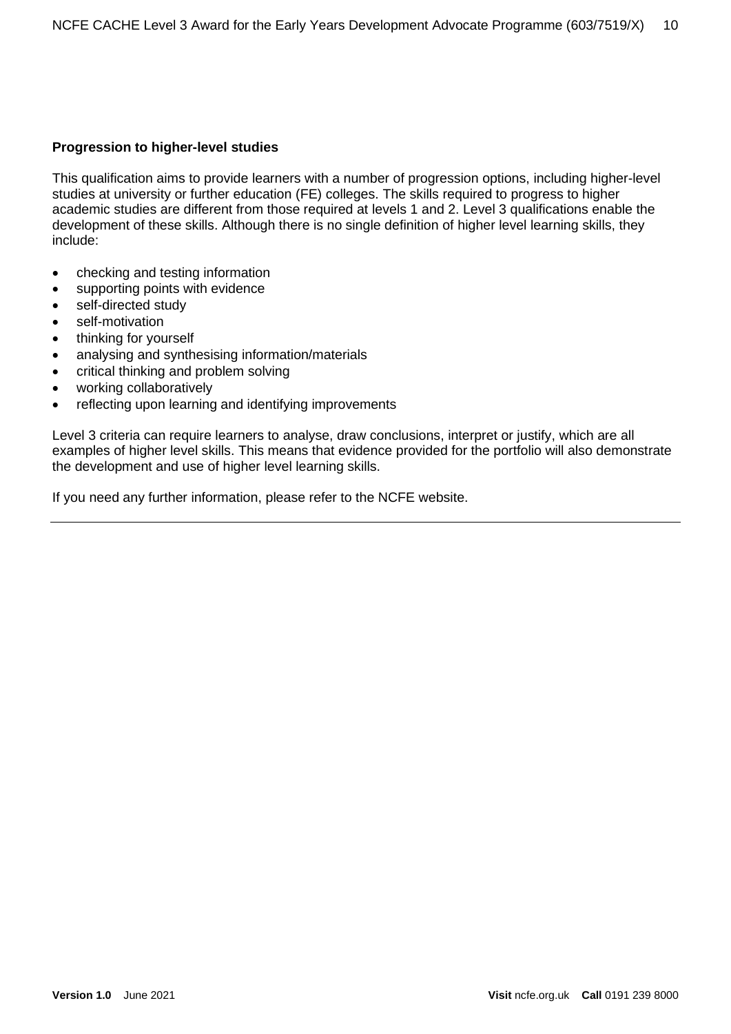**Progression to higher-level studies**

This qualification aims to provide learners with a number of progression options, including higher-level studies at university or further education (FE) colleges. The skills required to progress to higher academic studies are different from those required at levels 1 and 2. Level 3 qualifications enable the development of these skills. Although there is no single definition of higher level learning skills, they include:

- checking and testing information
- supporting points with evidence
- self-directed study
- self-motivation
- thinking for yourself
- analysing and synthesising information/materials
- critical thinking and problem solving
- working collaboratively
- reflecting upon learning and identifying improvements

Level 3 criteria can require learners to analyse, draw conclusions, interpret or justify, which are all examples of higher level skills. This means that evidence provided for the portfolio will also demonstrate the development and use of higher level learning skills.

If you need any further information, please refer to the NCFE website.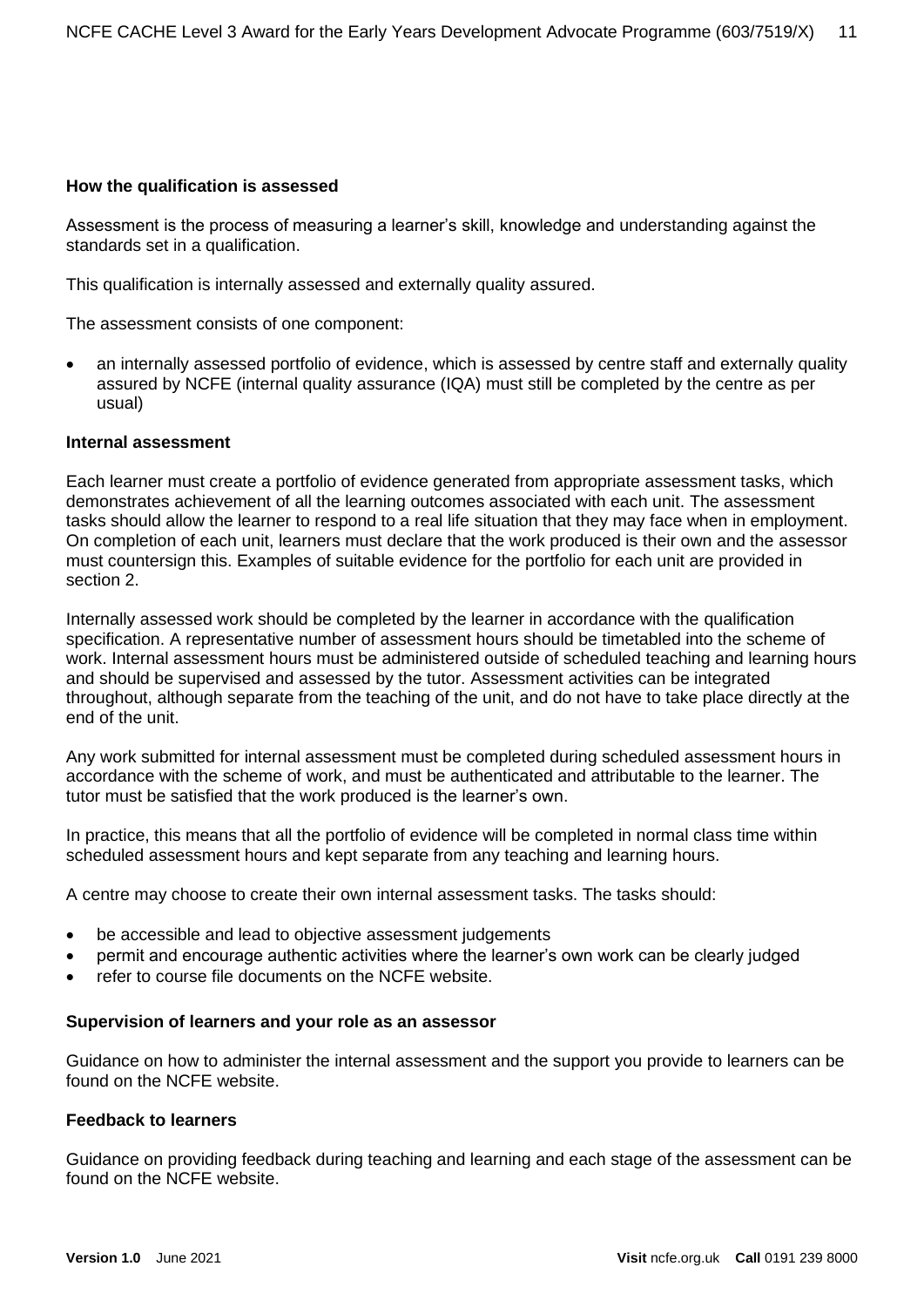### How the qualification is assessed

Assessment is the process of measuring a learner's skill, knowledge and understanding against the standards set in a qualification.

This qualification is internally assessed and externally quality assured.

The assessment consists of one component:

- an internally assessed portfolio of evidence, which is assessed by centre staff and externally quality assured by NCFE (internal quality assurance (IQA) must still be completed by the centre as per usual)

### Internal assessment

Each learner must create a portfolio of evidence generated from appropriate assessment tasks, which demonstrates achievement of all the learning outcomes associated with each unit. The assessment tasks should allow the learner to respond to a real life situation that they may face when in employment. On completion of each unit, learners must declare that the work produced is their own and the assessor must countersign this. Examples of suitable evidence for the portfolio for each unit are provided in section 2.

Internally assessed work should be completed by the learner in accordance with the qualification specification. A representative number of assessment hours should be timetabled into the scheme of work. Internal assessment hours must be administered outside of scheduled teaching and learning hours and should be supervised and assessed by the tutor. Assessment activities can be integrated throughout, although separate from the teaching of the unit, and do not have to take place directly at the end of the unit.

Any work submitted for internal assessment must be completed during scheduled assessment hours in accordance with the scheme of work, and must be authenticated and attributable to the learner. The tutor must be satisfied that the work produced is the learner's own.

In practice, this means that all the portfolio of evidence will be completed in normal class time within scheduled assessment hours and kept separate from any teaching and learning hours.

A centre may choose to create their own internal assessment tasks. The tasks should:

- be accessible and lead to objective assessment judgements
- permit and encourage authentic activities where the learner's own work can be clearly judged
- refer to course file documents on the NCFE website.

### Supervision of learners and your role as an assessor

Guidance on how to administer the internal assessment and the support you provide to learners can be found on the NCFE website.

### Feedback to learners

Guidance on providing feedback during teaching and learning and each stage of the assessment can be found on the NCFE website.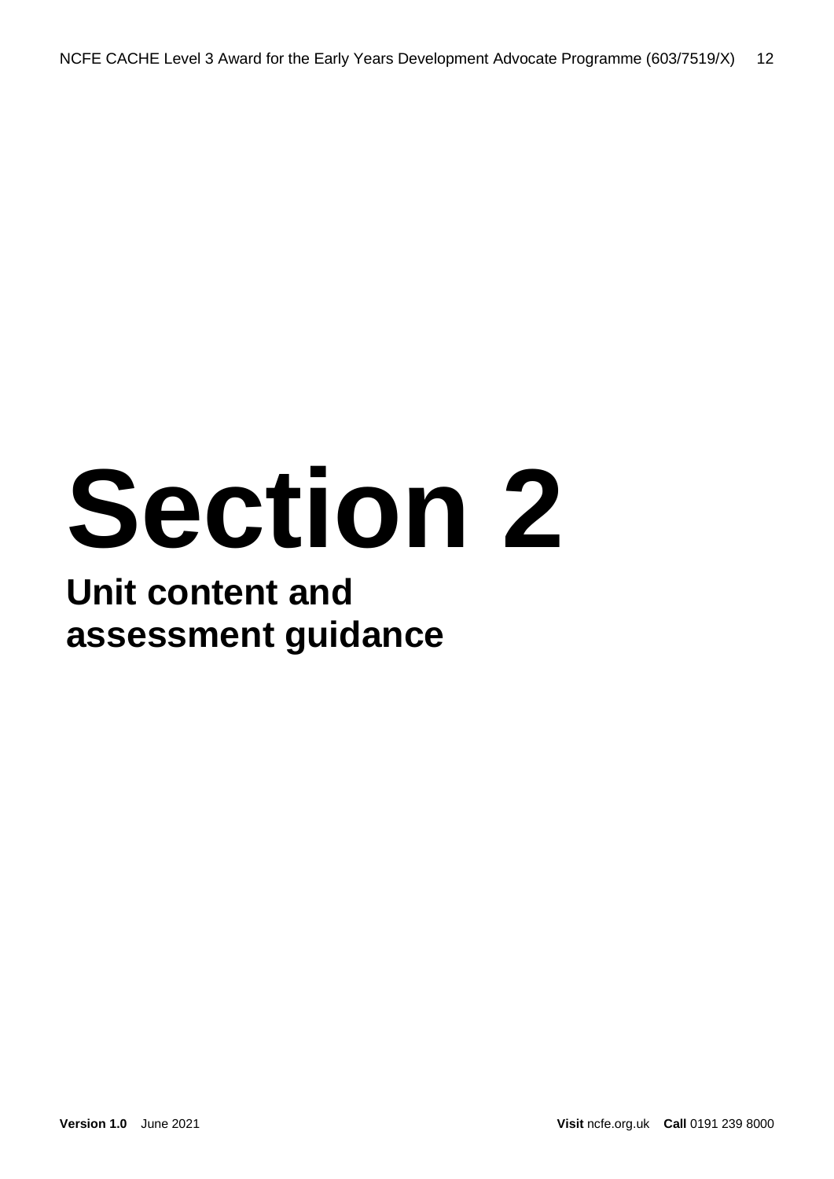# Section 2

## Unit content and assessment guidance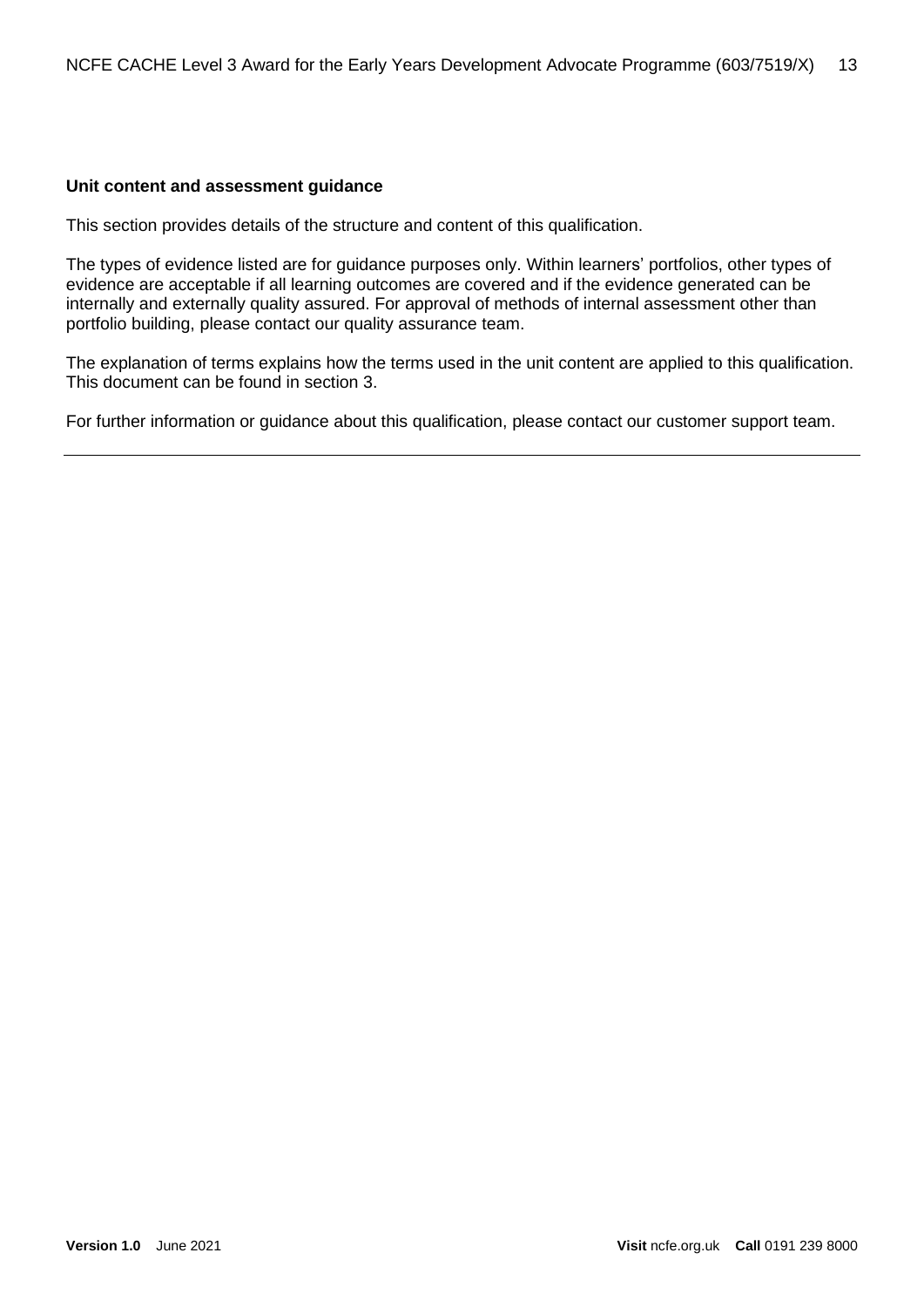**Unit content and assessment guidance**

This section provides details of the structure and content of this qualification.

The types of evidence listed are for guidance purposes only. Within learners' portfolios, other types of evidence are acceptable if all learning outcomes are covered and if the evidence generated can be internally and externally quality assured. For approval of methods of internal assessment other than portfolio building, please contact our quality assurance team.

The explanation of terms explains how the terms used in the unit content are applied to this qualification. This document can be found in section 3.

For further information or guidance about this qualification, please contact our customer support team.

---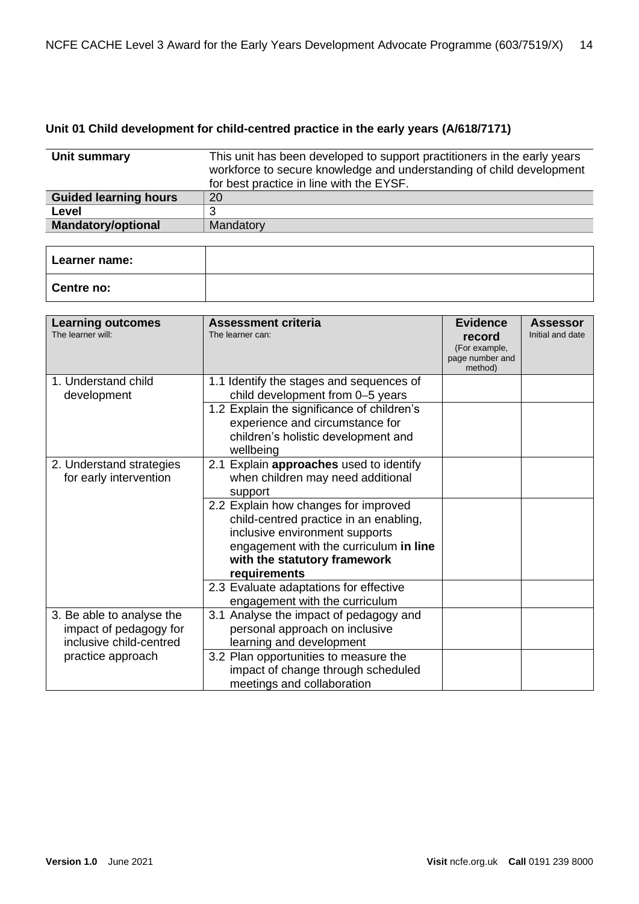## Unit 01 Child development for child-centred practice in the early years (A/618/7171)

| | |
|---|---|
| **Unit summary** | This unit has been developed to support practitioners in the early years workforce to secure knowledge and understanding of child development for best practice in line with the EYSF. |
| **Guided learning hours** | 20 |
| **Level** | 3 |
| **Mandatory/optional** | Mandatory |

| | |
|---|---|
| **Learner name:** | |
| **Centre no:** | |

| **Learning outcomes** The learner will: | **Assessment criteria** The learner can: | **Evidence record** (For example, page number and method) | **Assessor** Initial and date |
|---|---|---|---|
| 1. Understand child development | 1.1 Identify the stages and sequences of child development from 0–5 years | | |
| | 1.2 Explain the significance of children's experience and circumstance for children's holistic development and wellbeing | | |
| 2. Understand strategies for early intervention | 2.1 Explain **approaches** used to identify when children may need additional support | | |
| | 2.2 Explain how changes for improved child-centred practice in an enabling, inclusive environment supports engagement with the curriculum **in line with the statutory framework requirements** | | |
| | 2.3 Evaluate adaptations for effective engagement with the curriculum | | |
| 3. Be able to analyse the impact of pedagogy for inclusive child-centred practice approach | 3.1 Analyse the impact of pedagogy and personal approach on inclusive learning and development | | |
| | 3.2 Plan opportunities to measure the impact of change through scheduled meetings and collaboration | | |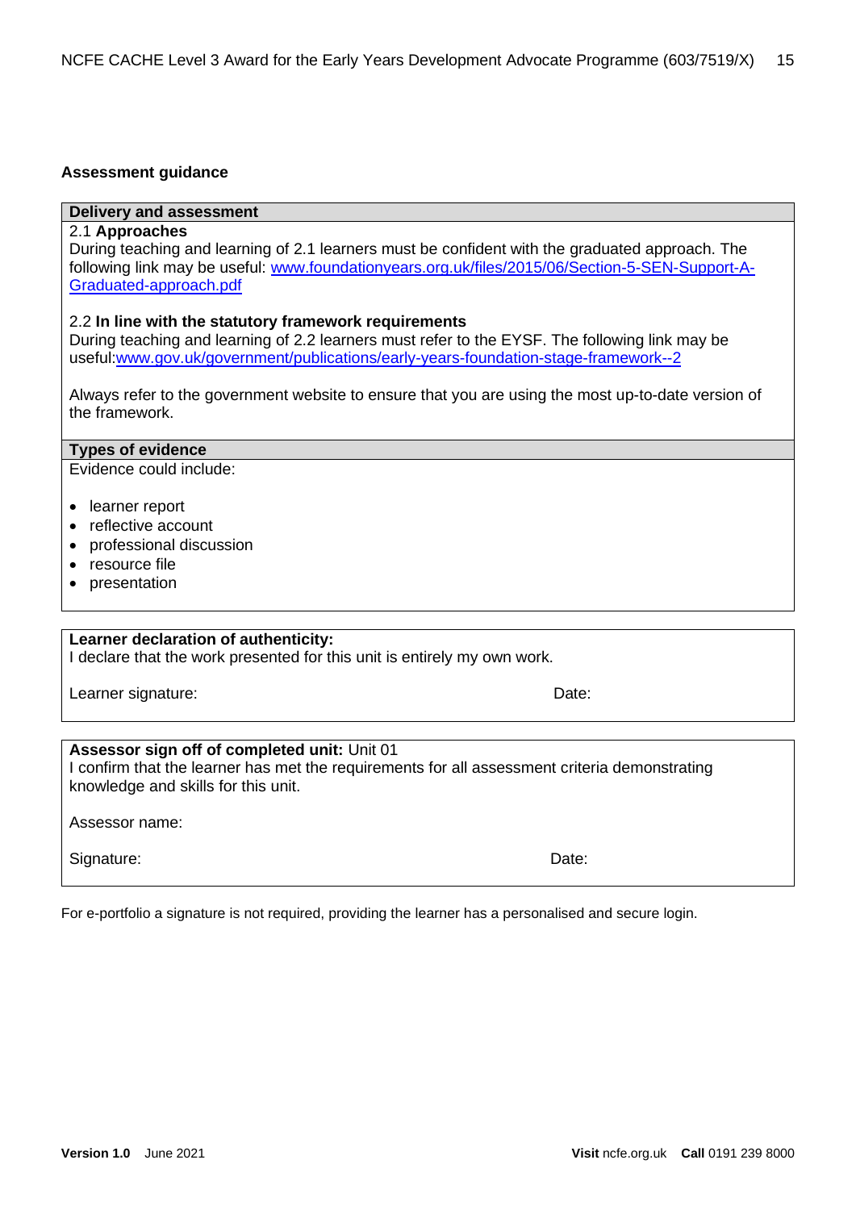**Assessment guidance**

**Delivery and assessment**

2.1 **Approaches**

During teaching and learning of 2.1 learners must be confident with the graduated approach. The following link may be useful: [www.foundationyears.org.uk/files/2015/06/Section-5-SEN-Support-A-Graduated-approach.pdf](www.foundationyears.org.uk/files/2015/06/Section-5-SEN-Support-A-Graduated-approach.pdf)

2.2 **In line with the statutory framework requirements**

During teaching and learning of 2.2 learners must refer to the EYSF. The following link may be useful:[www.gov.uk/government/publications/early-years-foundation-stage-framework--2](www.gov.uk/government/publications/early-years-foundation-stage-framework--2)

Always refer to the government website to ensure that you are using the most up-to-date version of the framework.

**Types of evidence**

Evidence could include:

- learner report
- reflective account
- professional discussion
- resource file
- presentation

**Learner declaration of authenticity:**

I declare that the work presented for this unit is entirely my own work.

Learner signature: Date:

**Assessor sign off of completed unit:** Unit 01

I confirm that the learner has met the requirements for all assessment criteria demonstrating knowledge and skills for this unit.

Assessor name:

Signature: Date:

For e-portfolio a signature is not required, providing the learner has a personalised and secure login.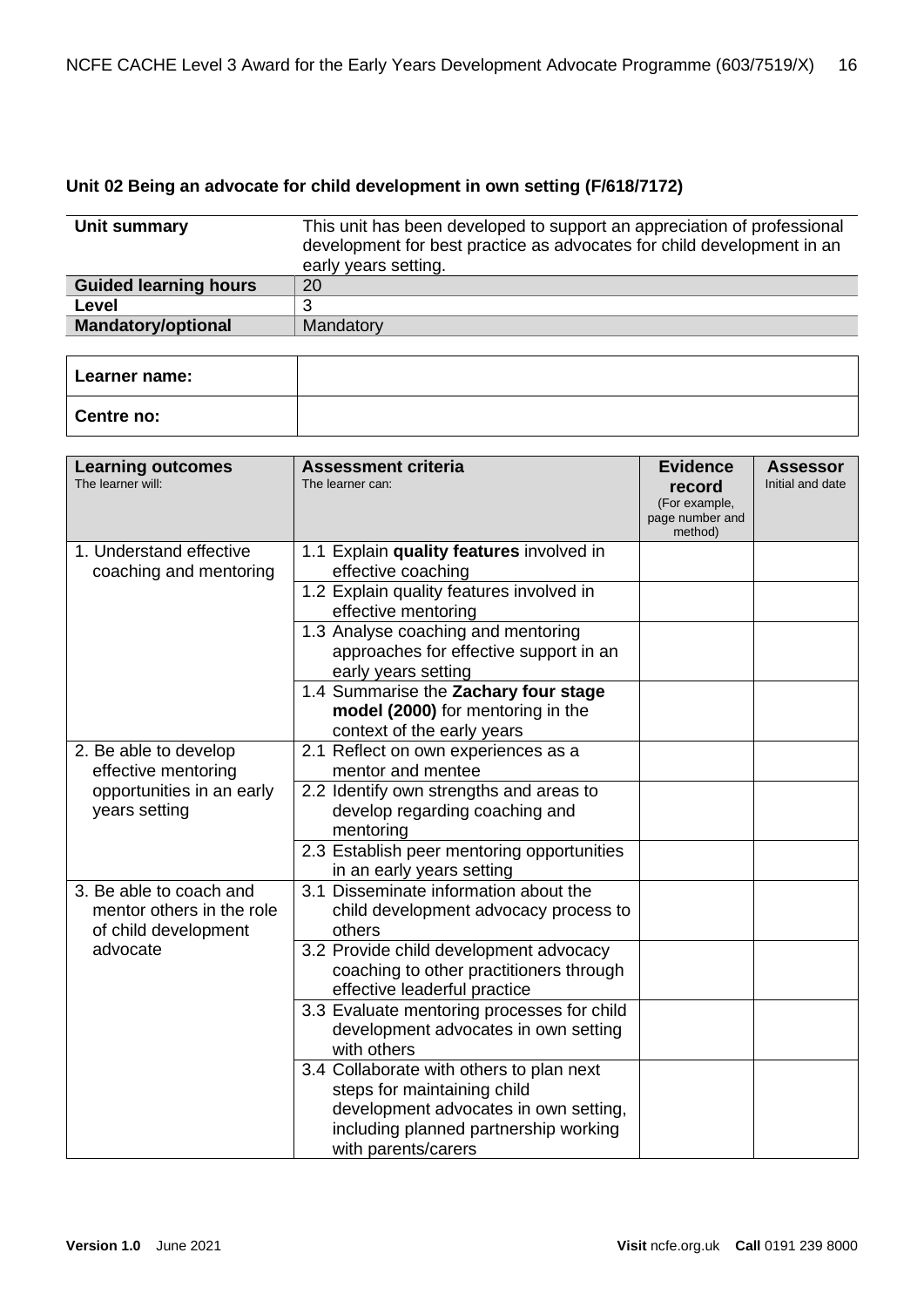### Unit 02 Being an advocate for child development in own setting (F/618/7172)

| | |
|---|---|
| **Unit summary** | This unit has been developed to support an appreciation of professional development for best practice as advocates for child development in an early years setting. |
| **Guided learning hours** | 20 |
| **Level** | 3 |
| **Mandatory/optional** | Mandatory |

| | |
|---|---|
| **Learner name:** | |
| **Centre no:** | |

| **Learning outcomes**<br>The learner will: | **Assessment criteria**<br>The learner can: | **Evidence record**<br>(For example, page number and method) | **Assessor**<br>Initial and date |
|---|---|---|---|
| 1. Understand effective coaching and mentoring | 1.1 Explain **quality features** involved in effective coaching | | |
| | 1.2 Explain quality features involved in effective mentoring | | |
| | 1.3 Analyse coaching and mentoring approaches for effective support in an early years setting | | |
| | 1.4 Summarise the **Zachary four stage model (2000)** for mentoring in the context of the early years | | |
| 2. Be able to develop effective mentoring opportunities in an early years setting | 2.1 Reflect on own experiences as a mentor and mentee | | |
| | 2.2 Identify own strengths and areas to develop regarding coaching and mentoring | | |
| | 2.3 Establish peer mentoring opportunities in an early years setting | | |
| 3. Be able to coach and mentor others in the role of child development advocate | 3.1 Disseminate information about the child development advocacy process to others | | |
| | 3.2 Provide child development advocacy coaching to other practitioners through effective leaderful practice | | |
| | 3.3 Evaluate mentoring processes for child development advocates in own setting with others | | |
| | 3.4 Collaborate with others to plan next steps for maintaining child development advocates in own setting, including planned partnership working with parents/carers | | |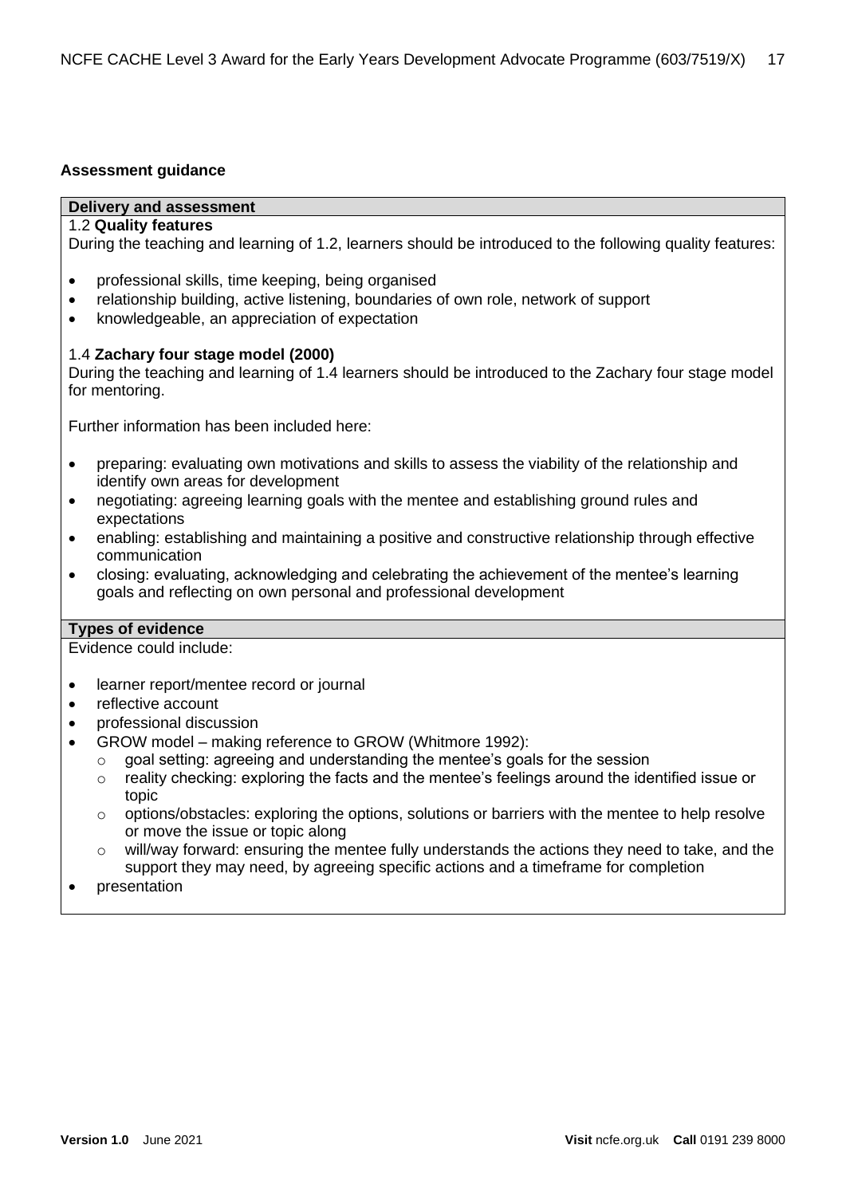**Assessment guidance**

**Delivery and assessment**

1.2 **Quality features**

During the teaching and learning of 1.2, learners should be introduced to the following quality features:

- professional skills, time keeping, being organised
- relationship building, active listening, boundaries of own role, network of support
- knowledgeable, an appreciation of expectation

1.4 **Zachary four stage model (2000)**

During the teaching and learning of 1.4 learners should be introduced to the Zachary four stage model for mentoring.

Further information has been included here:

- preparing: evaluating own motivations and skills to assess the viability of the relationship and identify own areas for development
- negotiating: agreeing learning goals with the mentee and establishing ground rules and expectations
- enabling: establishing and maintaining a positive and constructive relationship through effective communication
- closing: evaluating, acknowledging and celebrating the achievement of the mentee's learning goals and reflecting on own personal and professional development

**Types of evidence**

Evidence could include:

- learner report/mentee record or journal
- reflective account
- professional discussion
- GROW model – making reference to GROW (Whitmore 1992):
  - goal setting: agreeing and understanding the mentee's goals for the session
  - reality checking: exploring the facts and the mentee's feelings around the identified issue or topic
  - options/obstacles: exploring the options, solutions or barriers with the mentee to help resolve or move the issue or topic along
  - will/way forward: ensuring the mentee fully understands the actions they need to take, and the support they may need, by agreeing specific actions and a timeframe for completion
- presentation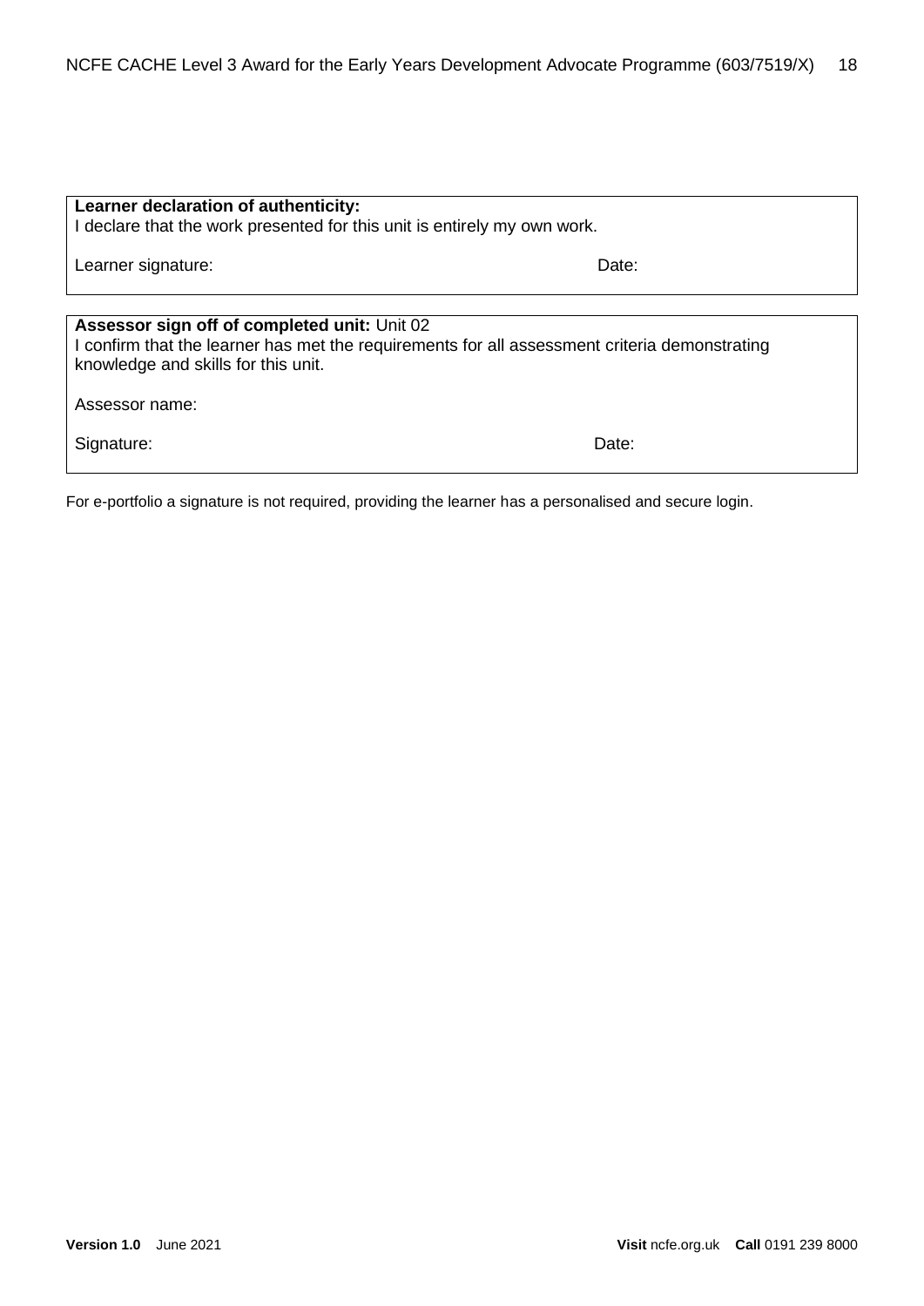**Learner declaration of authenticity:**
I declare that the work presented for this unit is entirely my own work.

Learner signature: Date:

**Assessor sign off of completed unit:** Unit 02
I confirm that the learner has met the requirements for all assessment criteria demonstrating knowledge and skills for this unit.

Assessor name:

Signature: Date:

For e-portfolio a signature is not required, providing the learner has a personalised and secure login.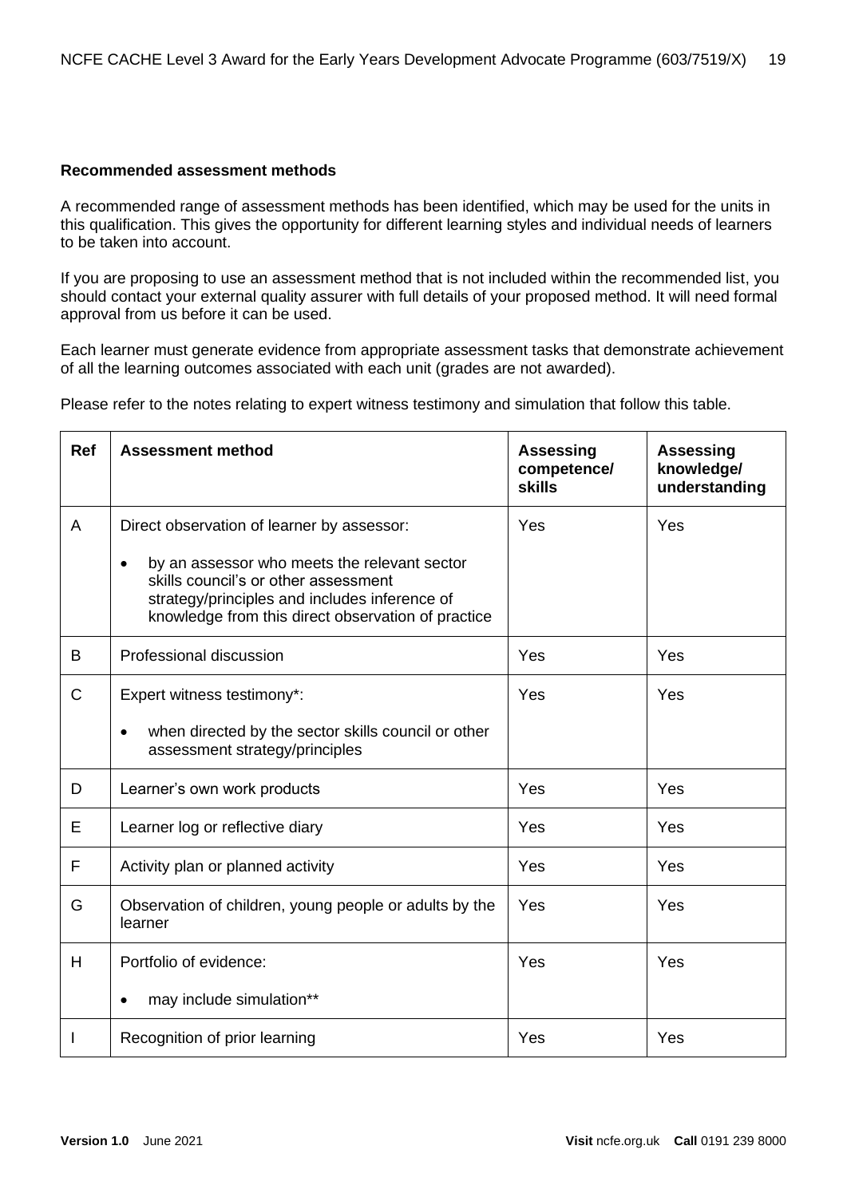**Recommended assessment methods**

A recommended range of assessment methods has been identified, which may be used for the units in this qualification. This gives the opportunity for different learning styles and individual needs of learners to be taken into account.

If you are proposing to use an assessment method that is not included within the recommended list, you should contact your external quality assurer with full details of your proposed method. It will need formal approval from us before it can be used.

Each learner must generate evidence from appropriate assessment tasks that demonstrate achievement of all the learning outcomes associated with each unit (grades are not awarded).

Please refer to the notes relating to expert witness testimony and simulation that follow this table.

| Ref | Assessment method | Assessing competence/ skills | Assessing knowledge/ understanding |
|---|---|---|---|
| A | Direct observation of learner by assessor:<br>• by an assessor who meets the relevant sector skills council's or other assessment strategy/principles and includes inference of knowledge from this direct observation of practice | Yes | Yes |
| B | Professional discussion | Yes | Yes |
| C | Expert witness testimony*:<br>• when directed by the sector skills council or other assessment strategy/principles | Yes | Yes |
| D | Learner's own work products | Yes | Yes |
| E | Learner log or reflective diary | Yes | Yes |
| F | Activity plan or planned activity | Yes | Yes |
| G | Observation of children, young people or adults by the learner | Yes | Yes |
| H | Portfolio of evidence:<br>• may include simulation** | Yes | Yes |
| I | Recognition of prior learning | Yes | Yes |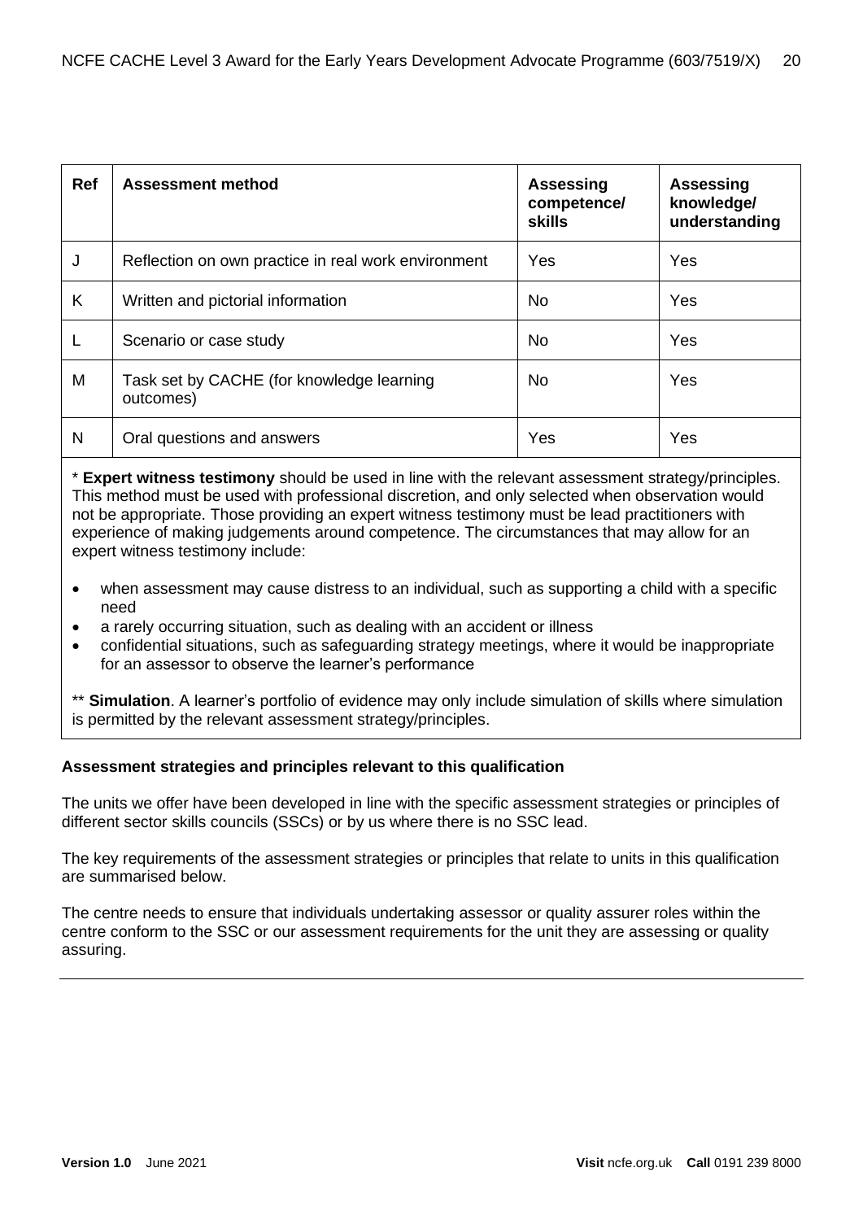| Ref | Assessment method | Assessing competence/ skills | Assessing knowledge/ understanding |
|---|---|---|---|
| J | Reflection on own practice in real work environment | Yes | Yes |
| K | Written and pictorial information | No | Yes |
| L | Scenario or case study | No | Yes |
| M | Task set by CACHE (for knowledge learning outcomes) | No | Yes |
| N | Oral questions and answers | Yes | Yes |

* **Expert witness testimony** should be used in line with the relevant assessment strategy/principles. This method must be used with professional discretion, and only selected when observation would not be appropriate. Those providing an expert witness testimony must be lead practitioners with experience of making judgements around competence. The circumstances that may allow for an expert witness testimony include:

- when assessment may cause distress to an individual, such as supporting a child with a specific need
- a rarely occurring situation, such as dealing with an accident or illness
- confidential situations, such as safeguarding strategy meetings, where it would be inappropriate for an assessor to observe the learner's performance

** **Simulation**. A learner's portfolio of evidence may only include simulation of skills where simulation is permitted by the relevant assessment strategy/principles.

**Assessment strategies and principles relevant to this qualification**

The units we offer have been developed in line with the specific assessment strategies or principles of different sector skills councils (SSCs) or by us where there is no SSC lead.

The key requirements of the assessment strategies or principles that relate to units in this qualification are summarised below.

The centre needs to ensure that individuals undertaking assessor or quality assurer roles within the centre conform to the SSC or our assessment requirements for the unit they are assessing or quality assuring.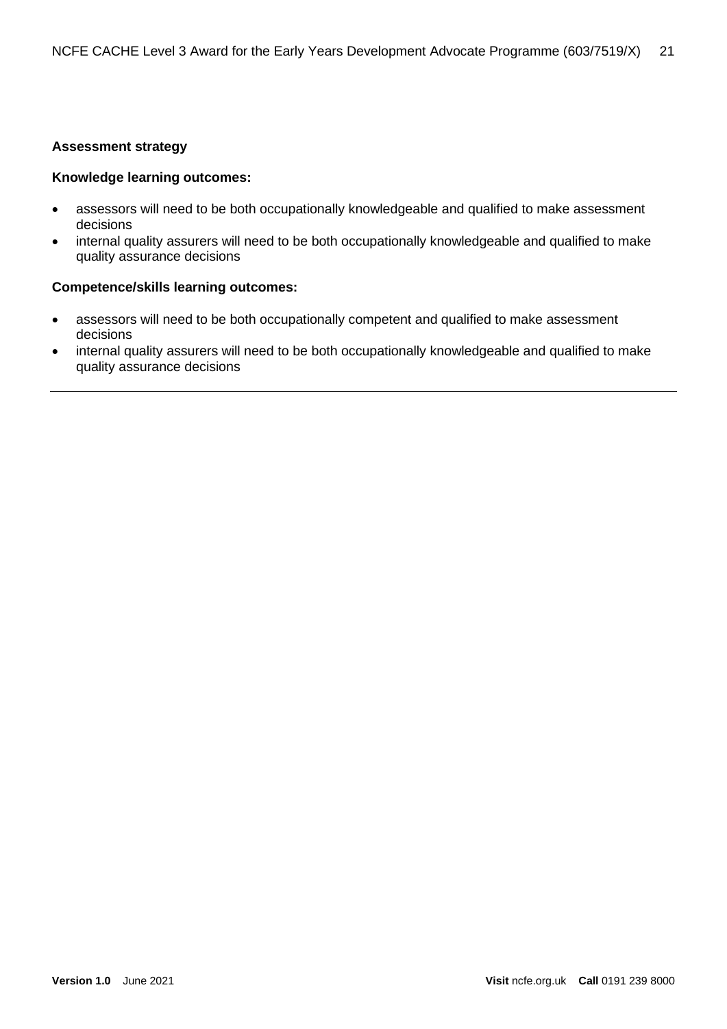**Assessment strategy**

**Knowledge learning outcomes:**

- assessors will need to be both occupationally knowledgeable and qualified to make assessment decisions
- internal quality assurers will need to be both occupationally knowledgeable and qualified to make quality assurance decisions

**Competence/skills learning outcomes:**

- assessors will need to be both occupationally competent and qualified to make assessment decisions
- internal quality assurers will need to be both occupationally knowledgeable and qualified to make quality assurance decisions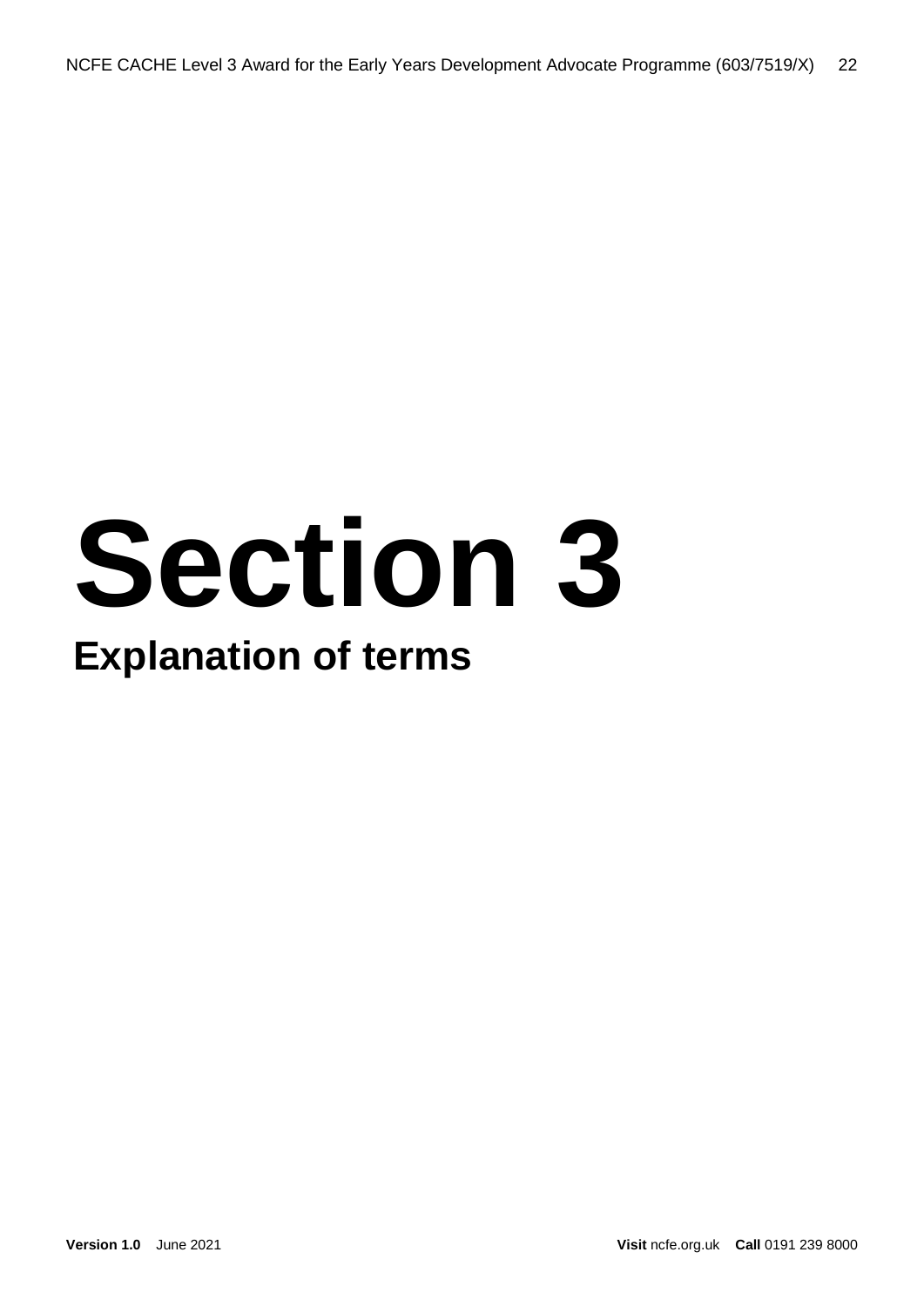# Section 3

## Explanation of terms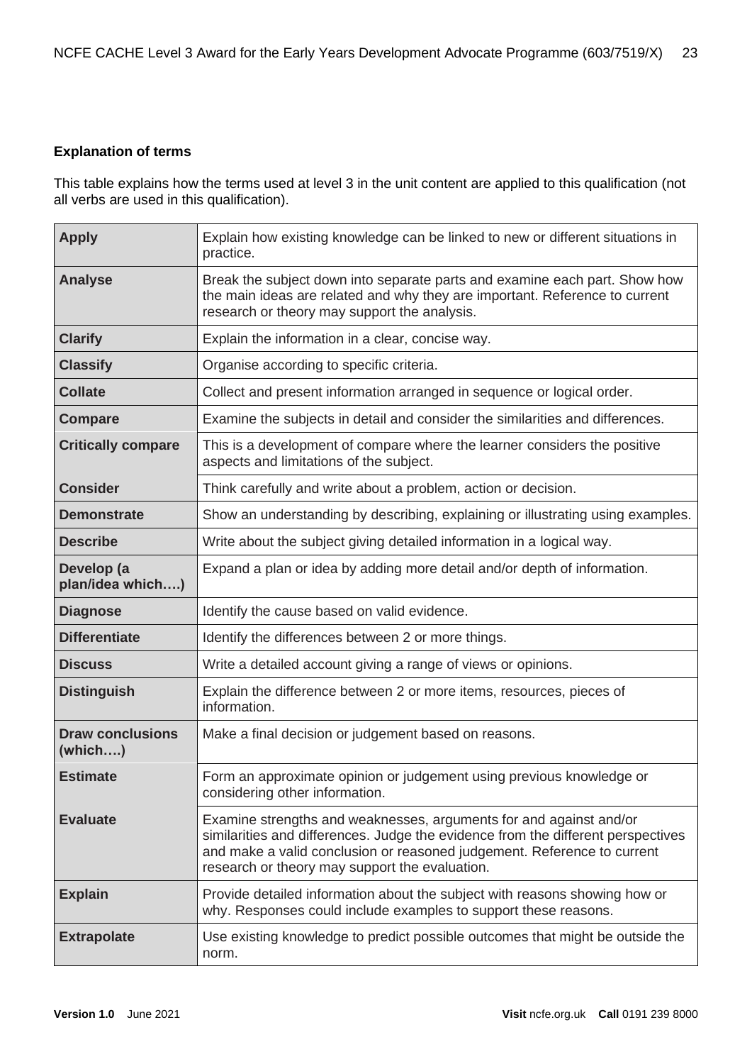**Explanation of terms**

This table explains how the terms used at level 3 in the unit content are applied to this qualification (not all verbs are used in this qualification).

| | |
|---|---|
| **Apply** | Explain how existing knowledge can be linked to new or different situations in practice. |
| **Analyse** | Break the subject down into separate parts and examine each part. Show how the main ideas are related and why they are important. Reference to current research or theory may support the analysis. |
| **Clarify** | Explain the information in a clear, concise way. |
| **Classify** | Organise according to specific criteria. |
| **Collate** | Collect and present information arranged in sequence or logical order. |
| **Compare** | Examine the subjects in detail and consider the similarities and differences. |
| **Critically compare** | This is a development of compare where the learner considers the positive aspects and limitations of the subject. |
| **Consider** | Think carefully and write about a problem, action or decision. |
| **Demonstrate** | Show an understanding by describing, explaining or illustrating using examples. |
| **Describe** | Write about the subject giving detailed information in a logical way. |
| **Develop (a plan/idea which….)** | Expand a plan or idea by adding more detail and/or depth of information. |
| **Diagnose** | Identify the cause based on valid evidence. |
| **Differentiate** | Identify the differences between 2 or more things. |
| **Discuss** | Write a detailed account giving a range of views or opinions. |
| **Distinguish** | Explain the difference between 2 or more items, resources, pieces of information. |
| **Draw conclusions (which….)** | Make a final decision or judgement based on reasons. |
| **Estimate** | Form an approximate opinion or judgement using previous knowledge or considering other information. |
| **Evaluate** | Examine strengths and weaknesses, arguments for and against and/or similarities and differences. Judge the evidence from the different perspectives and make a valid conclusion or reasoned judgement. Reference to current research or theory may support the evaluation. |
| **Explain** | Provide detailed information about the subject with reasons showing how or why. Responses could include examples to support these reasons. |
| **Extrapolate** | Use existing knowledge to predict possible outcomes that might be outside the norm. |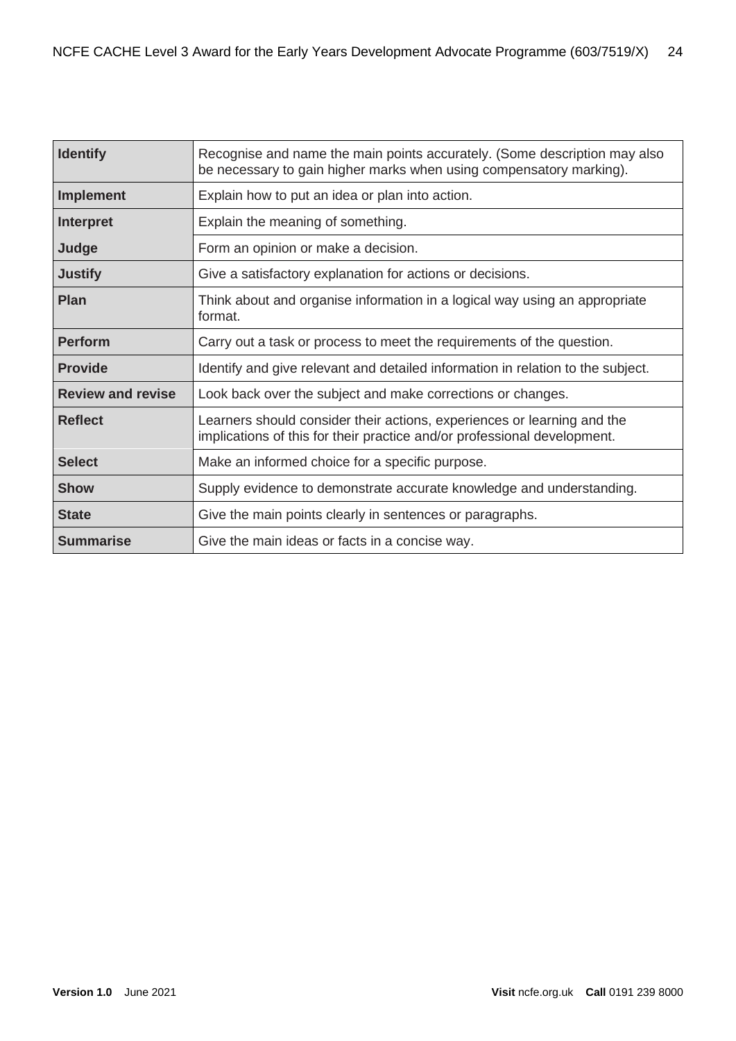| | |
|---|---|
| **Identify** | Recognise and name the main points accurately. (Some description may also be necessary to gain higher marks when using compensatory marking). |
| **Implement** | Explain how to put an idea or plan into action. |
| **Interpret** | Explain the meaning of something. |
| **Judge** | Form an opinion or make a decision. |
| **Justify** | Give a satisfactory explanation for actions or decisions. |
| **Plan** | Think about and organise information in a logical way using an appropriate format. |
| **Perform** | Carry out a task or process to meet the requirements of the question. |
| **Provide** | Identify and give relevant and detailed information in relation to the subject. |
| **Review and revise** | Look back over the subject and make corrections or changes. |
| **Reflect** | Learners should consider their actions, experiences or learning and the implications of this for their practice and/or professional development. |
| **Select** | Make an informed choice for a specific purpose. |
| **Show** | Supply evidence to demonstrate accurate knowledge and understanding. |
| **State** | Give the main points clearly in sentences or paragraphs. |
| **Summarise** | Give the main ideas or facts in a concise way. |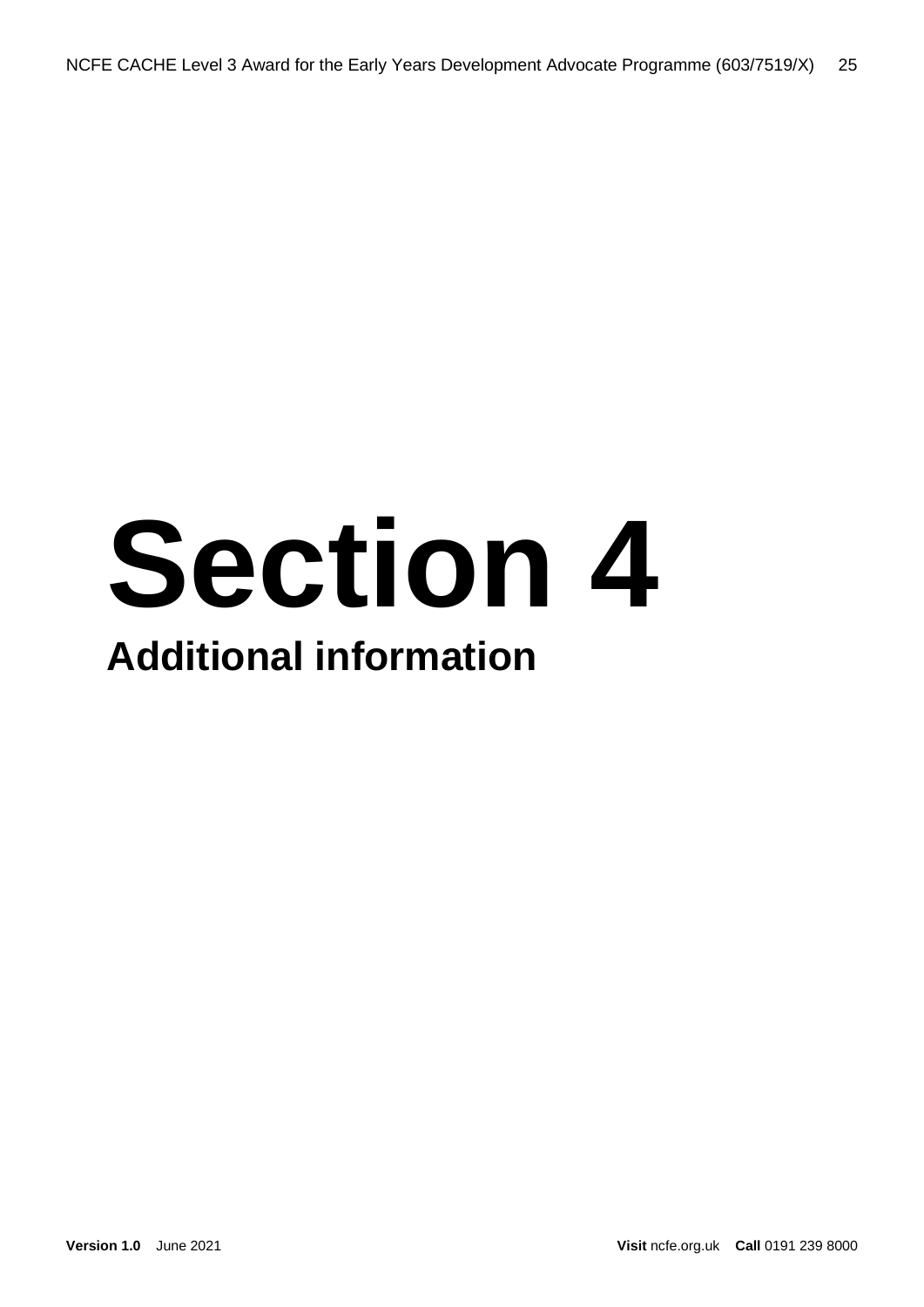# Section 4

## Additional information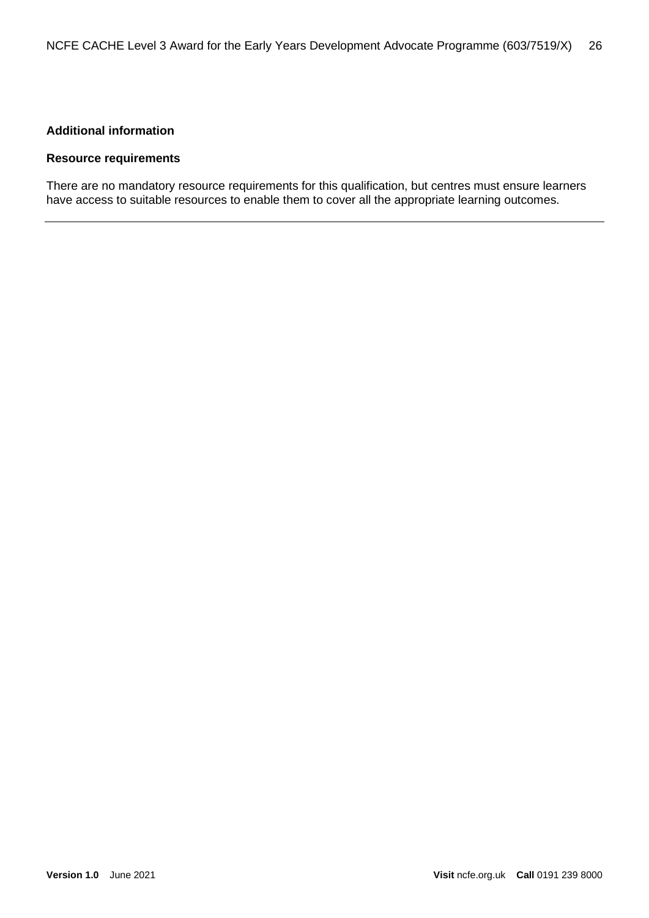## Additional information

### Resource requirements

There are no mandatory resource requirements for this qualification, but centres must ensure learners have access to suitable resources to enable them to cover all the appropriate learning outcomes.

---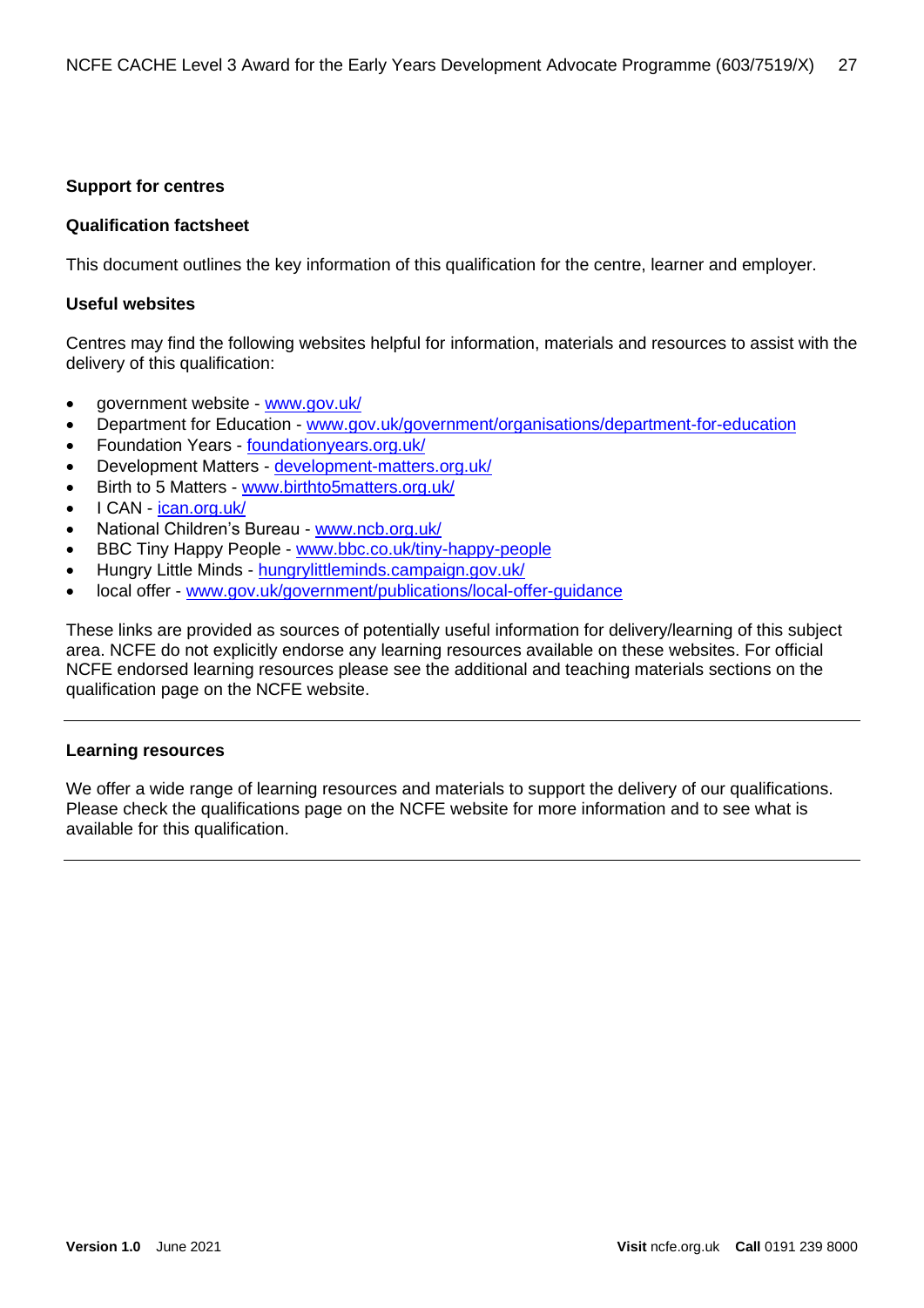## Support for centres

### Qualification factsheet

This document outlines the key information of this qualification for the centre, learner and employer.

### Useful websites

Centres may find the following websites helpful for information, materials and resources to assist with the delivery of this qualification:

- government website - www.gov.uk/
- Department for Education - www.gov.uk/government/organisations/department-for-education
- Foundation Years - foundationyears.org.uk/
- Development Matters - development-matters.org.uk/
- Birth to 5 Matters - www.birthto5matters.org.uk/
- I CAN - ican.org.uk/
- National Children's Bureau - www.ncb.org.uk/
- BBC Tiny Happy People - www.bbc.co.uk/tiny-happy-people
- Hungry Little Minds - hungrylittleminds.campaign.gov.uk/
- local offer - www.gov.uk/government/publications/local-offer-guidance

These links are provided as sources of potentially useful information for delivery/learning of this subject area. NCFE do not explicitly endorse any learning resources available on these websites. For official NCFE endorsed learning resources please see the additional and teaching materials sections on the qualification page on the NCFE website.

---

### Learning resources

We offer a wide range of learning resources and materials to support the delivery of our qualifications. Please check the qualifications page on the NCFE website for more information and to see what is available for this qualification.

---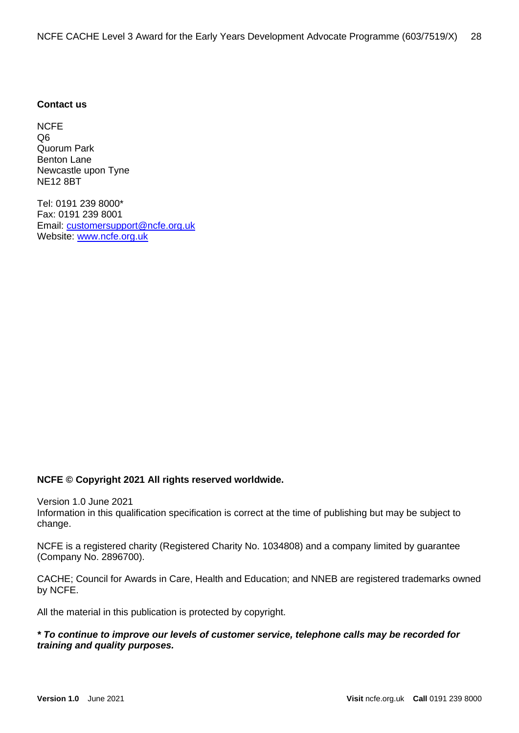**Contact us**

NCFE  
Q6  
Quorum Park  
Benton Lane  
Newcastle upon Tyne  
NE12 8BT

Tel: 0191 239 8000*  
Fax: 0191 239 8001  
Email: customersupport@ncfe.org.uk  
Website: www.ncfe.org.uk

**NCFE © Copyright 2021 All rights reserved worldwide.**

Version 1.0 June 2021  
Information in this qualification specification is correct at the time of publishing but may be subject to change.

NCFE is a registered charity (Registered Charity No. 1034808) and a company limited by guarantee (Company No. 2896700).

CACHE; Council for Awards in Care, Health and Education; and NNEB are registered trademarks owned by NCFE.

All the material in this publication is protected by copyright.

***** ***To continue to improve our levels of customer service, telephone calls may be recorded for training and quality purposes.***